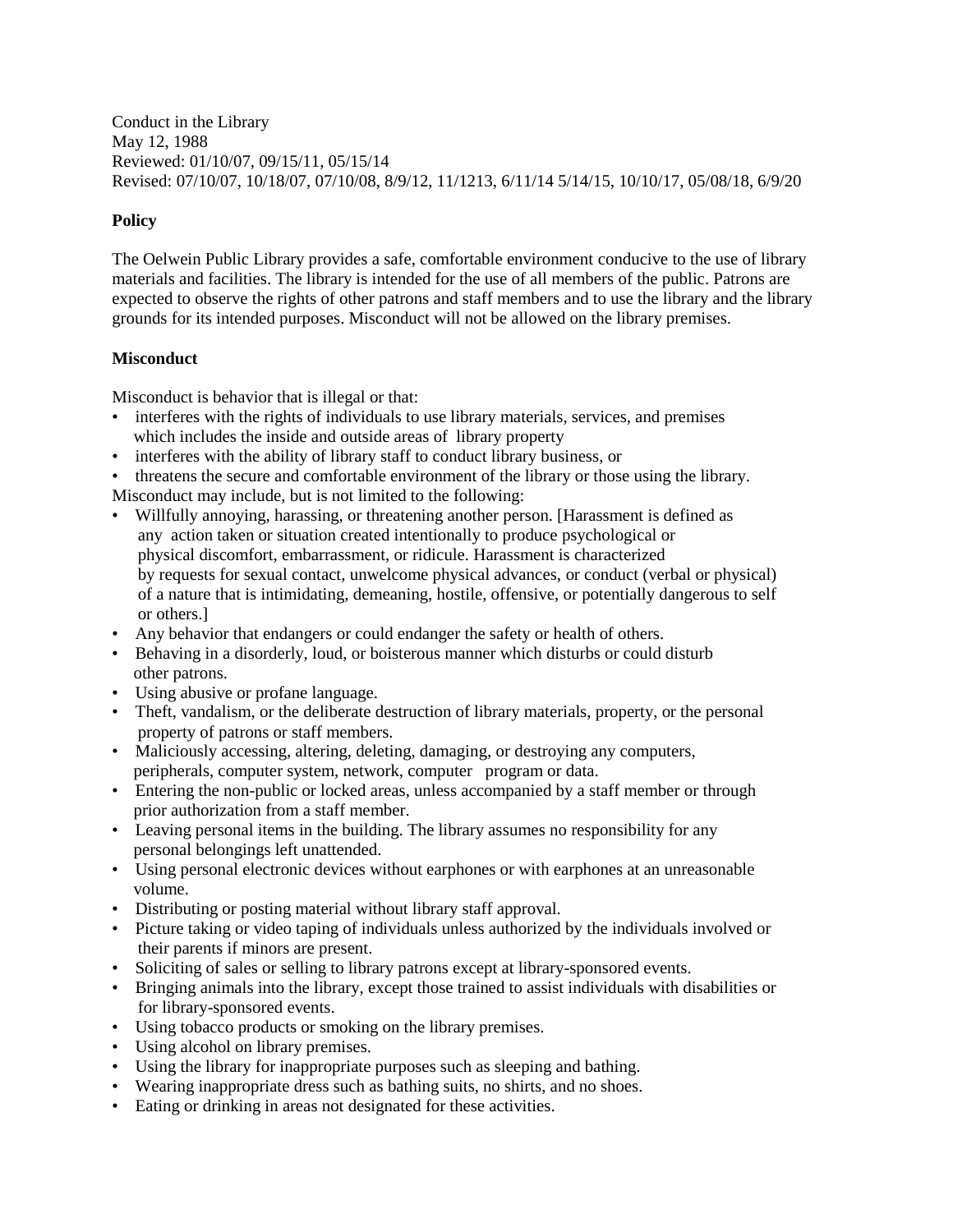Conduct in the Library
May 12, 1988
Reviewed: 01/10/07, 09/15/11, 05/15/14
Revised: 07/10/07, 10/18/07, 07/10/08, 8/9/12, 11/1213, 6/11/14 5/14/15, 10/10/17, 05/08/18, 6/9/20

**Policy**

The Oelwein Public Library provides a safe, comfortable environment conducive to the use of library materials and facilities. The library is intended for the use of all members of the public. Patrons are expected to observe the rights of other patrons and staff members and to use the library and the library grounds for its intended purposes. Misconduct will not be allowed on the library premises.

**Misconduct**

Misconduct is behavior that is illegal or that:

- interferes with the rights of individuals to use library materials, services, and premises which includes the inside and outside areas of library property
- interferes with the ability of library staff to conduct library business, or
- threatens the secure and comfortable environment of the library or those using the library.

Misconduct may include, but is not limited to the following:

- Willfully annoying, harassing, or threatening another person. [Harassment is defined as any action taken or situation created intentionally to produce psychological or physical discomfort, embarrassment, or ridicule. Harassment is characterized by requests for sexual contact, unwelcome physical advances, or conduct (verbal or physical) of a nature that is intimidating, demeaning, hostile, offensive, or potentially dangerous to self or others.]
- Any behavior that endangers or could endanger the safety or health of others.
- Behaving in a disorderly, loud, or boisterous manner which disturbs or could disturb other patrons.
- Using abusive or profane language.
- Theft, vandalism, or the deliberate destruction of library materials, property, or the personal property of patrons or staff members.
- Maliciously accessing, altering, deleting, damaging, or destroying any computers, peripherals, computer system, network, computer program or data.
- Entering the non-public or locked areas, unless accompanied by a staff member or through prior authorization from a staff member.
- Leaving personal items in the building. The library assumes no responsibility for any personal belongings left unattended.
- Using personal electronic devices without earphones or with earphones at an unreasonable volume.
- Distributing or posting material without library staff approval.
- Picture taking or video taping of individuals unless authorized by the individuals involved or their parents if minors are present.
- Soliciting of sales or selling to library patrons except at library-sponsored events.
- Bringing animals into the library, except those trained to assist individuals with disabilities or for library-sponsored events.
- Using tobacco products or smoking on the library premises.
- Using alcohol on library premises.
- Using the library for inappropriate purposes such as sleeping and bathing.
- Wearing inappropriate dress such as bathing suits, no shirts, and no shoes.
- Eating or drinking in areas not designated for these activities.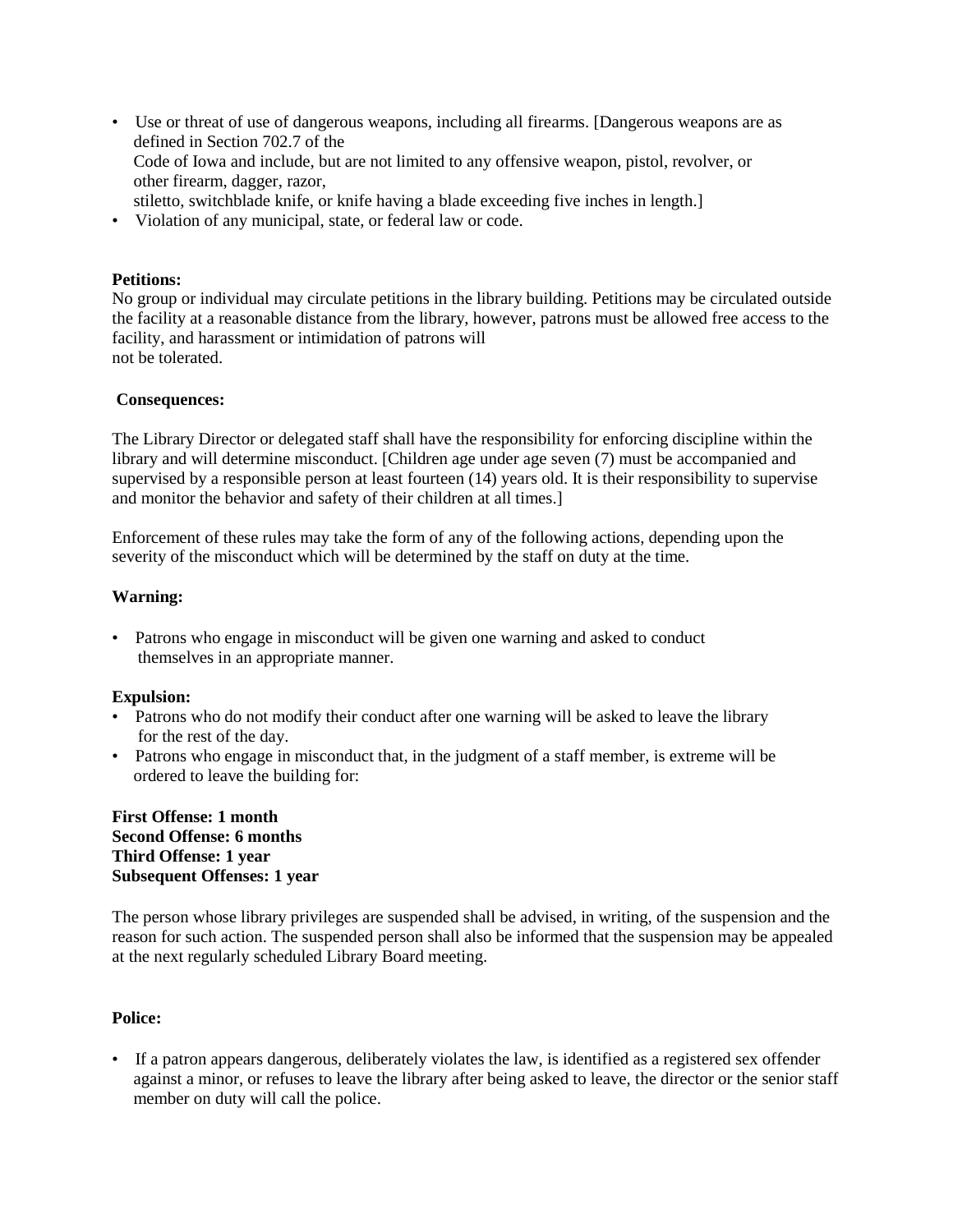- Use or threat of use of dangerous weapons, including all firearms. [Dangerous weapons are as defined in Section 702.7 of the Code of Iowa and include, but are not limited to any offensive weapon, pistol, revolver, or other firearm, dagger, razor, stiletto, switchblade knife, or knife having a blade exceeding five inches in length.]
- Violation of any municipal, state, or federal law or code.

**Petitions:**
No group or individual may circulate petitions in the library building. Petitions may be circulated outside the facility at a reasonable distance from the library, however, patrons must be allowed free access to the facility, and harassment or intimidation of patrons will not be tolerated.

**Consequences:**

The Library Director or delegated staff shall have the responsibility for enforcing discipline within the library and will determine misconduct. [Children age under age seven (7) must be accompanied and supervised by a responsible person at least fourteen (14) years old. It is their responsibility to supervise and monitor the behavior and safety of their children at all times.]

Enforcement of these rules may take the form of any of the following actions, depending upon the severity of the misconduct which will be determined by the staff on duty at the time.

**Warning:**

- Patrons who engage in misconduct will be given one warning and asked to conduct themselves in an appropriate manner.

**Expulsion:**
- Patrons who do not modify their conduct after one warning will be asked to leave the library for the rest of the day.
- Patrons who engage in misconduct that, in the judgment of a staff member, is extreme will be ordered to leave the building for:

**First Offense: 1 month**
**Second Offense: 6 months**
**Third Offense: 1 year**
**Subsequent Offenses: 1 year**

The person whose library privileges are suspended shall be advised, in writing, of the suspension and the reason for such action. The suspended person shall also be informed that the suspension may be appealed at the next regularly scheduled Library Board meeting.

**Police:**

- If a patron appears dangerous, deliberately violates the law, is identified as a registered sex offender against a minor, or refuses to leave the library after being asked to leave, the director or the senior staff member on duty will call the police.